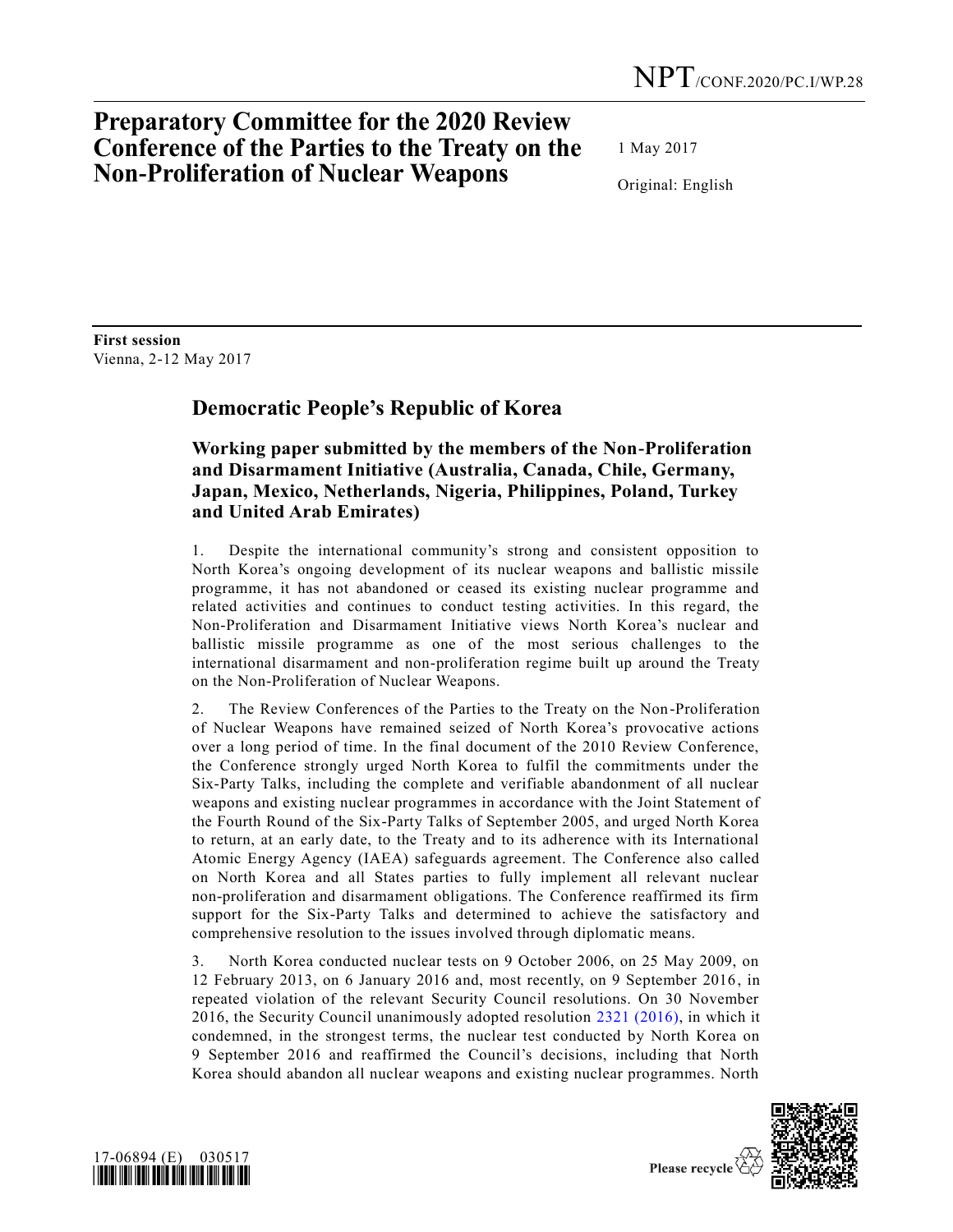NPT/CONF.2020/PC.I/WP.28

# Preparatory Committee for the 2020 Review Conference of the Parties to the Treaty on the Non-Proliferation of Nuclear Weapons

1 May 2017

Original: English

**First session**
Vienna, 2-12 May 2017

## Democratic People's Republic of Korea

### Working paper submitted by the members of the Non-Proliferation and Disarmament Initiative (Australia, Canada, Chile, Germany, Japan, Mexico, Netherlands, Nigeria, Philippines, Poland, Turkey and United Arab Emirates)

1. Despite the international community's strong and consistent opposition to North Korea's ongoing development of its nuclear weapons and ballistic missile programme, it has not abandoned or ceased its existing nuclear programme and related activities and continues to conduct testing activities. In this regard, the Non-Proliferation and Disarmament Initiative views North Korea's nuclear and ballistic missile programme as one of the most serious challenges to the international disarmament and non-proliferation regime built up around the Treaty on the Non-Proliferation of Nuclear Weapons.

2. The Review Conferences of the Parties to the Treaty on the Non-Proliferation of Nuclear Weapons have remained seized of North Korea's provocative actions over a long period of time. In the final document of the 2010 Review Conference, the Conference strongly urged North Korea to fulfil the commitments under the Six-Party Talks, including the complete and verifiable abandonment of all nuclear weapons and existing nuclear programmes in accordance with the Joint Statement of the Fourth Round of the Six-Party Talks of September 2005, and urged North Korea to return, at an early date, to the Treaty and to its adherence with its International Atomic Energy Agency (IAEA) safeguards agreement. The Conference also called on North Korea and all States parties to fully implement all relevant nuclear non-proliferation and disarmament obligations. The Conference reaffirmed its firm support for the Six-Party Talks and determined to achieve the satisfactory and comprehensive resolution to the issues involved through diplomatic means.

3. North Korea conducted nuclear tests on 9 October 2006, on 25 May 2009, on 12 February 2013, on 6 January 2016 and, most recently, on 9 September 2016, in repeated violation of the relevant Security Council resolutions. On 30 November 2016, the Security Council unanimously adopted resolution 2321 (2016), in which it condemned, in the strongest terms, the nuclear test conducted by North Korea on 9 September 2016 and reaffirmed the Council's decisions, including that North Korea should abandon all nuclear weapons and existing nuclear programmes. North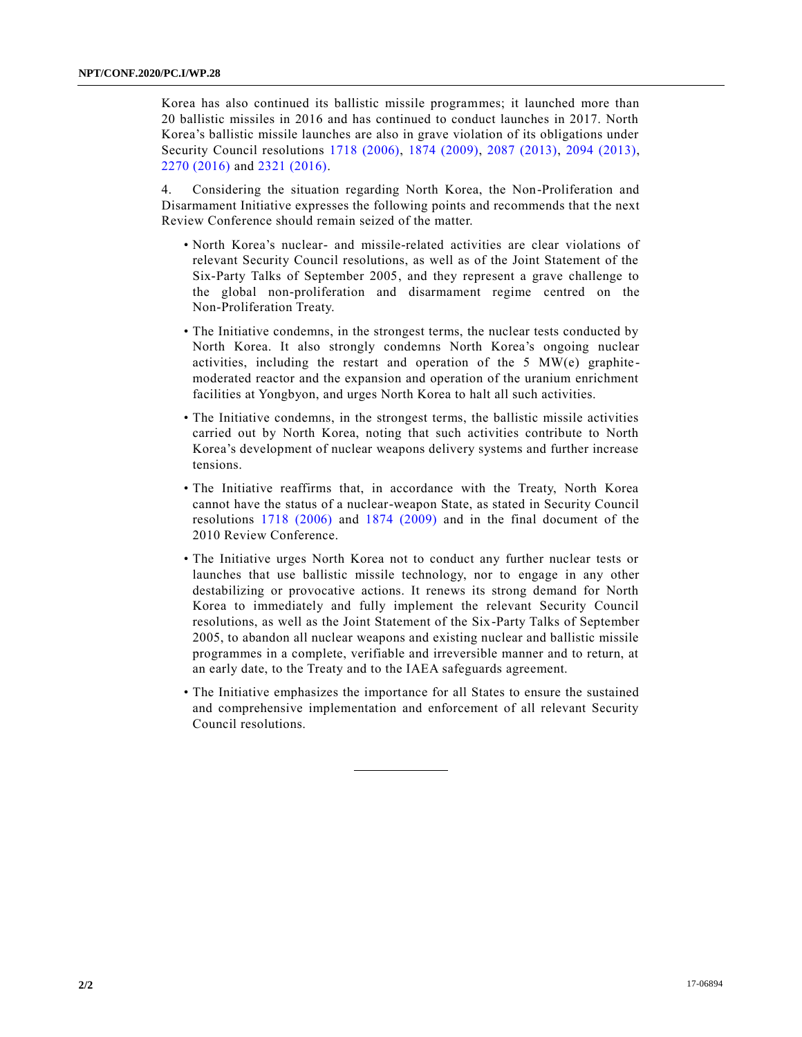Korea has also continued its ballistic missile programmes; it launched more than 20 ballistic missiles in 2016 and has continued to conduct launches in 2017. North Korea's ballistic missile launches are also in grave violation of its obligations under Security Council resolutions 1718 (2006), 1874 (2009), 2087 (2013), 2094 (2013), 2270 (2016) and 2321 (2016).

4. Considering the situation regarding North Korea, the Non-Proliferation and Disarmament Initiative expresses the following points and recommends that the next Review Conference should remain seized of the matter.

- North Korea's nuclear- and missile-related activities are clear violations of relevant Security Council resolutions, as well as of the Joint Statement of the Six-Party Talks of September 2005, and they represent a grave challenge to the global non-proliferation and disarmament regime centred on the Non-Proliferation Treaty.
- The Initiative condemns, in the strongest terms, the nuclear tests conducted by North Korea. It also strongly condemns North Korea's ongoing nuclear activities, including the restart and operation of the 5 MW(e) graphite-moderated reactor and the expansion and operation of the uranium enrichment facilities at Yongbyon, and urges North Korea to halt all such activities.
- The Initiative condemns, in the strongest terms, the ballistic missile activities carried out by North Korea, noting that such activities contribute to North Korea's development of nuclear weapons delivery systems and further increase tensions.
- The Initiative reaffirms that, in accordance with the Treaty, North Korea cannot have the status of a nuclear-weapon State, as stated in Security Council resolutions 1718 (2006) and 1874 (2009) and in the final document of the 2010 Review Conference.
- The Initiative urges North Korea not to conduct any further nuclear tests or launches that use ballistic missile technology, nor to engage in any other destabilizing or provocative actions. It renews its strong demand for North Korea to immediately and fully implement the relevant Security Council resolutions, as well as the Joint Statement of the Six-Party Talks of September 2005, to abandon all nuclear weapons and existing nuclear and ballistic missile programmes in a complete, verifiable and irreversible manner and to return, at an early date, to the Treaty and to the IAEA safeguards agreement.
- The Initiative emphasizes the importance for all States to ensure the sustained and comprehensive implementation and enforcement of all relevant Security Council resolutions.